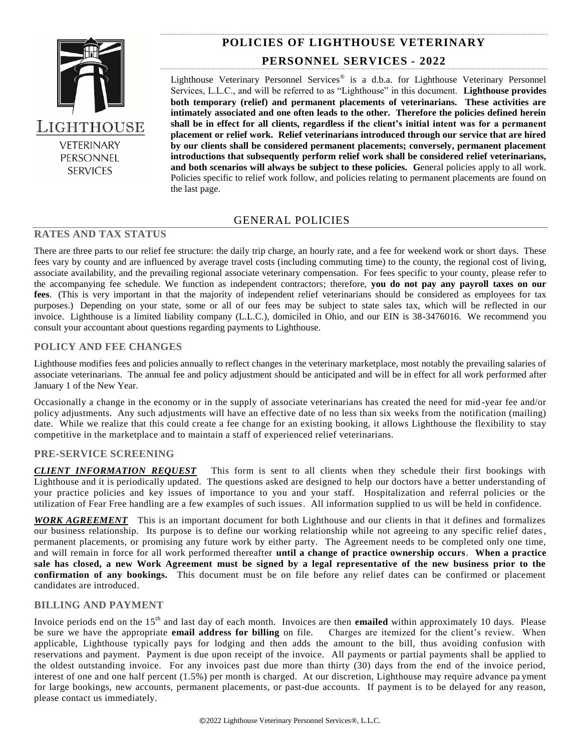# POLICIES OF LIGHTHOUSE VETERINARY PERSONNEL SERVICES - 2022

LIGHTHOUSE
VETERINARY
PERSONNEL
SERVICES

Lighthouse Veterinary Personnel Services® is a d.b.a. for Lighthouse Veterinary Personnel Services, L.L.C., and will be referred to as "Lighthouse" in this document. **Lighthouse provides both temporary (relief) and permanent placements of veterinarians. These activities are intimately associated and one often leads to the other. Therefore the policies defined herein shall be in effect for all clients, regardless if the client's initial intent was for a permanent placement or relief work. Relief veterinarians introduced through our service that are hired by our clients shall be considered permanent placements; conversely, permanent placement introductions that subsequently perform relief work shall be considered relief veterinarians, and both scenarios will always be subject to these policies. G**eneral policies apply to all work. Policies specific to relief work follow, and policies relating to permanent placements are found on the last page.

## GENERAL POLICIES

### RATES AND TAX STATUS

There are three parts to our relief fee structure: the daily trip charge, an hourly rate, and a fee for weekend work or short days. These fees vary by county and are influenced by average travel costs (including commuting time) to the county, the regional cost of living, associate availability, and the prevailing regional associate veterinary compensation. For fees specific to your county, please refer to the accompanying fee schedule. We function as independent contractors; therefore, **you do not pay any payroll taxes on our fees**. (This is very important in that the majority of independent relief veterinarians should be considered as employees for tax purposes.) Depending on your state, some or all of our fees may be subject to state sales tax, which will be reflected in our invoice. Lighthouse is a limited liability company (L.L.C.), domiciled in Ohio, and our EIN is 38-3476016. We recommend you consult your accountant about questions regarding payments to Lighthouse.

### POLICY AND FEE CHANGES

Lighthouse modifies fees and policies annually to reflect changes in the veterinary marketplace, most notably the prevailing salaries of associate veterinarians. The annual fee and policy adjustment should be anticipated and will be in effect for all work performed after January 1 of the New Year.

Occasionally a change in the economy or in the supply of associate veterinarians has created the need for mid-year fee and/or policy adjustments. Any such adjustments will have an effective date of no less than six weeks from the notification (mailing) date. While we realize that this could create a fee change for an existing booking, it allows Lighthouse the flexibility to stay competitive in the marketplace and to maintain a staff of experienced relief veterinarians.

### PRE-SERVICE SCREENING

***CLIENT INFORMATION REQUEST*** This form is sent to all clients when they schedule their first bookings with Lighthouse and it is periodically updated. The questions asked are designed to help our doctors have a better understanding of your practice policies and key issues of importance to you and your staff. Hospitalization and referral policies or the utilization of Fear Free handling are a few examples of such issues. All information supplied to us will be held in confidence.

***WORK AGREEMENT*** This is an important document for both Lighthouse and our clients in that it defines and formalizes our business relationship. Its purpose is to define our working relationship while not agreeing to any specific relief dates, permanent placements, or promising any future work by either party. The Agreement needs to be completed only one time, and will remain in force for all work performed thereafter **until a change of practice ownership occurs**. **When a practice sale has closed, a new Work Agreement must be signed by a legal representative of the new business prior to the confirmation of any bookings.** This document must be on file before any relief dates can be confirmed or placement candidates are introduced.

### BILLING AND PAYMENT

Invoice periods end on the 15th and last day of each month. Invoices are then **emailed** within approximately 10 days. Please be sure we have the appropriate **email address for billing** on file. Charges are itemized for the client's review. When applicable, Lighthouse typically pays for lodging and then adds the amount to the bill, thus avoiding confusion with reservations and payment. Payment is due upon receipt of the invoice. All payments or partial payments shall be applied to the oldest outstanding invoice. For any invoices past due more than thirty (30) days from the end of the invoice period, interest of one and one half percent (1.5%) per month is charged. At our discretion, Lighthouse may require advance payment for large bookings, new accounts, permanent placements, or past-due accounts. If payment is to be delayed for any reason, please contact us immediately.

©2022 Lighthouse Veterinary Personnel Services®, L.L.C.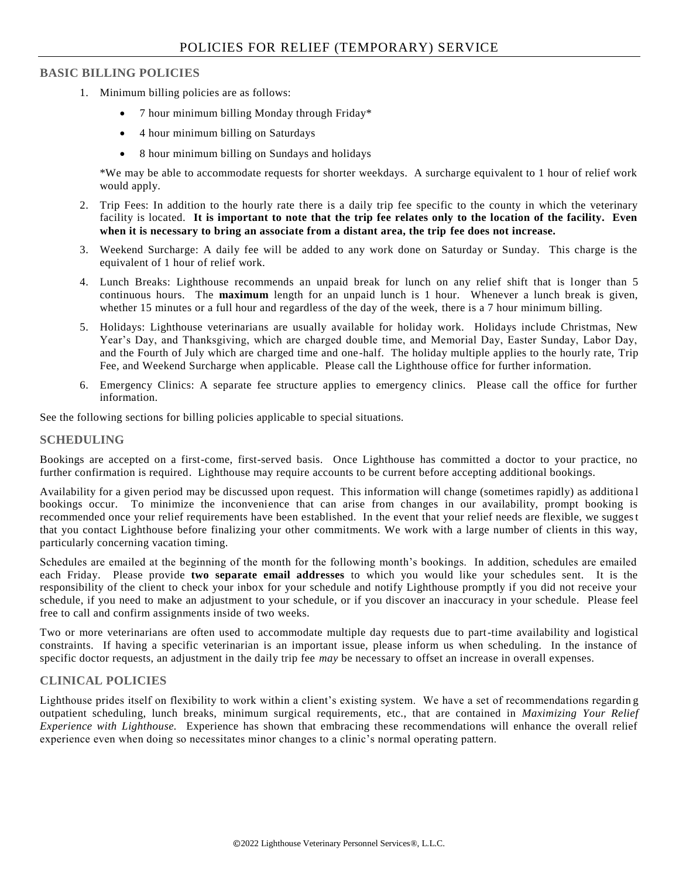# POLICIES FOR RELIEF (TEMPORARY) SERVICE

## BASIC BILLING POLICIES

1. Minimum billing policies are as follows:

   - 7 hour minimum billing Monday through Friday*
   - 4 hour minimum billing on Saturdays
   - 8 hour minimum billing on Sundays and holidays

   *We may be able to accommodate requests for shorter weekdays. A surcharge equivalent to 1 hour of relief work would apply.

2. Trip Fees: In addition to the hourly rate there is a daily trip fee specific to the county in which the veterinary facility is located. **It is important to note that the trip fee relates only to the location of the facility. Even when it is necessary to bring an associate from a distant area, the trip fee does not increase.**

3. Weekend Surcharge: A daily fee will be added to any work done on Saturday or Sunday. This charge is the equivalent of 1 hour of relief work.

4. Lunch Breaks: Lighthouse recommends an unpaid break for lunch on any relief shift that is longer than 5 continuous hours. The **maximum** length for an unpaid lunch is 1 hour. Whenever a lunch break is given, whether 15 minutes or a full hour and regardless of the day of the week, there is a 7 hour minimum billing.

5. Holidays: Lighthouse veterinarians are usually available for holiday work. Holidays include Christmas, New Year's Day, and Thanksgiving, which are charged double time, and Memorial Day, Easter Sunday, Labor Day, and the Fourth of July which are charged time and one-half. The holiday multiple applies to the hourly rate, Trip Fee, and Weekend Surcharge when applicable. Please call the Lighthouse office for further information.

6. Emergency Clinics: A separate fee structure applies to emergency clinics. Please call the office for further information.

See the following sections for billing policies applicable to special situations.

## SCHEDULING

Bookings are accepted on a first-come, first-served basis. Once Lighthouse has committed a doctor to your practice, no further confirmation is required. Lighthouse may require accounts to be current before accepting additional bookings.

Availability for a given period may be discussed upon request. This information will change (sometimes rapidly) as additional bookings occur. To minimize the inconvenience that can arise from changes in our availability, prompt booking is recommended once your relief requirements have been established. In the event that your relief needs are flexible, we suggest that you contact Lighthouse before finalizing your other commitments. We work with a large number of clients in this way, particularly concerning vacation timing.

Schedules are emailed at the beginning of the month for the following month's bookings. In addition, schedules are emailed each Friday. Please provide **two separate email addresses** to which you would like your schedules sent. It is the responsibility of the client to check your inbox for your schedule and notify Lighthouse promptly if you did not receive your schedule, if you need to make an adjustment to your schedule, or if you discover an inaccuracy in your schedule. Please feel free to call and confirm assignments inside of two weeks.

Two or more veterinarians are often used to accommodate multiple day requests due to part-time availability and logistical constraints. If having a specific veterinarian is an important issue, please inform us when scheduling. In the instance of specific doctor requests, an adjustment in the daily trip fee *may* be necessary to offset an increase in overall expenses.

## CLINICAL POLICIES

Lighthouse prides itself on flexibility to work within a client's existing system. We have a set of recommendations regarding outpatient scheduling, lunch breaks, minimum surgical requirements, etc., that are contained in *Maximizing Your Relief Experience with Lighthouse.* Experience has shown that embracing these recommendations will enhance the overall relief experience even when doing so necessitates minor changes to a clinic's normal operating pattern.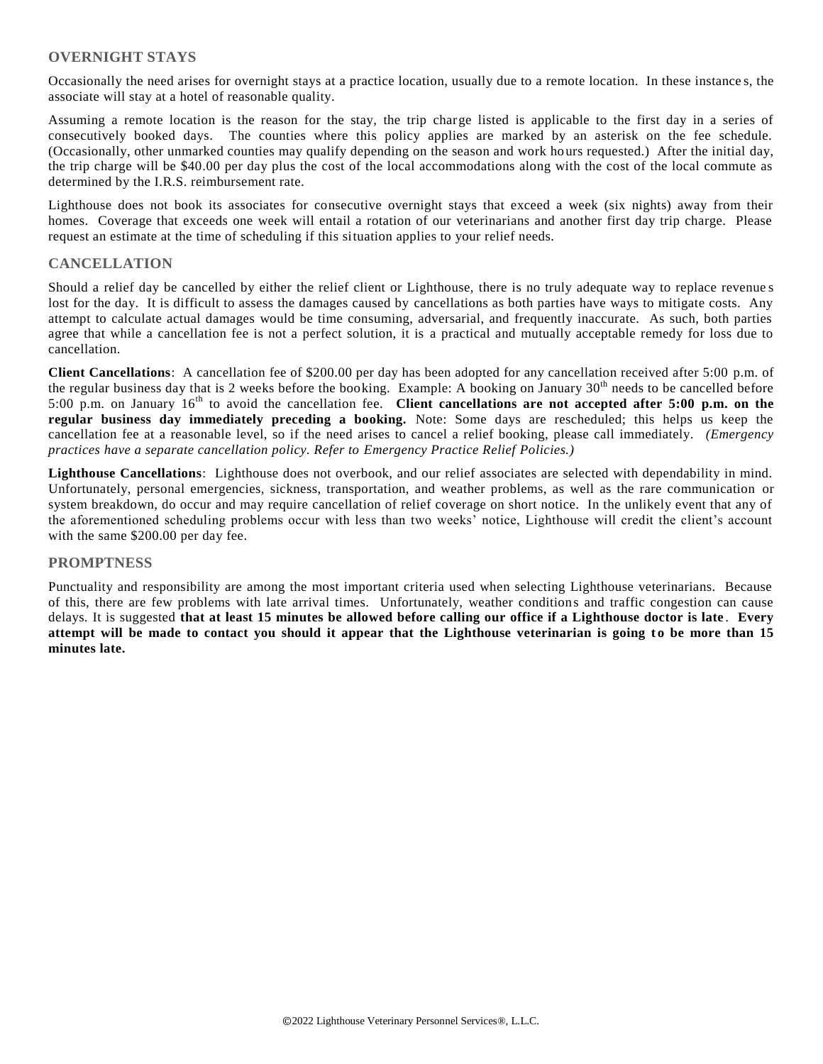## OVERNIGHT STAYS

Occasionally the need arises for overnight stays at a practice location, usually due to a remote location. In these instances, the associate will stay at a hotel of reasonable quality.

Assuming a remote location is the reason for the stay, the trip charge listed is applicable to the first day in a series of consecutively booked days. The counties where this policy applies are marked by an asterisk on the fee schedule. (Occasionally, other unmarked counties may qualify depending on the season and work hours requested.) After the initial day, the trip charge will be $40.00 per day plus the cost of the local accommodations along with the cost of the local commute as determined by the I.R.S. reimbursement rate.

Lighthouse does not book its associates for consecutive overnight stays that exceed a week (six nights) away from their homes. Coverage that exceeds one week will entail a rotation of our veterinarians and another first day trip charge. Please request an estimate at the time of scheduling if this situation applies to your relief needs.

## CANCELLATION

Should a relief day be cancelled by either the relief client or Lighthouse, there is no truly adequate way to replace revenues lost for the day. It is difficult to assess the damages caused by cancellations as both parties have ways to mitigate costs. Any attempt to calculate actual damages would be time consuming, adversarial, and frequently inaccurate. As such, both parties agree that while a cancellation fee is not a perfect solution, it is a practical and mutually acceptable remedy for loss due to cancellation.

**Client Cancellations**: A cancellation fee of $200.00 per day has been adopted for any cancellation received after 5:00 p.m. of the regular business day that is 2 weeks before the booking. Example: A booking on January 30th needs to be cancelled before 5:00 p.m. on January 16th to avoid the cancellation fee. **Client cancellations are not accepted after 5:00 p.m. on the regular business day immediately preceding a booking.** Note: Some days are rescheduled; this helps us keep the cancellation fee at a reasonable level, so if the need arises to cancel a relief booking, please call immediately. *(Emergency practices have a separate cancellation policy. Refer to Emergency Practice Relief Policies.)*

**Lighthouse Cancellations**: Lighthouse does not overbook, and our relief associates are selected with dependability in mind. Unfortunately, personal emergencies, sickness, transportation, and weather problems, as well as the rare communication or system breakdown, do occur and may require cancellation of relief coverage on short notice. In the unlikely event that any of the aforementioned scheduling problems occur with less than two weeks' notice, Lighthouse will credit the client's account with the same $200.00 per day fee.

## PROMPTNESS

Punctuality and responsibility are among the most important criteria used when selecting Lighthouse veterinarians. Because of this, there are few problems with late arrival times. Unfortunately, weather conditions and traffic congestion can cause delays. It is suggested **that at least 15 minutes be allowed before calling our office if a Lighthouse doctor is late**. **Every attempt will be made to contact you should it appear that the Lighthouse veterinarian is going to be more than 15 minutes late.**

©2022 Lighthouse Veterinary Personnel Services®, L.L.C.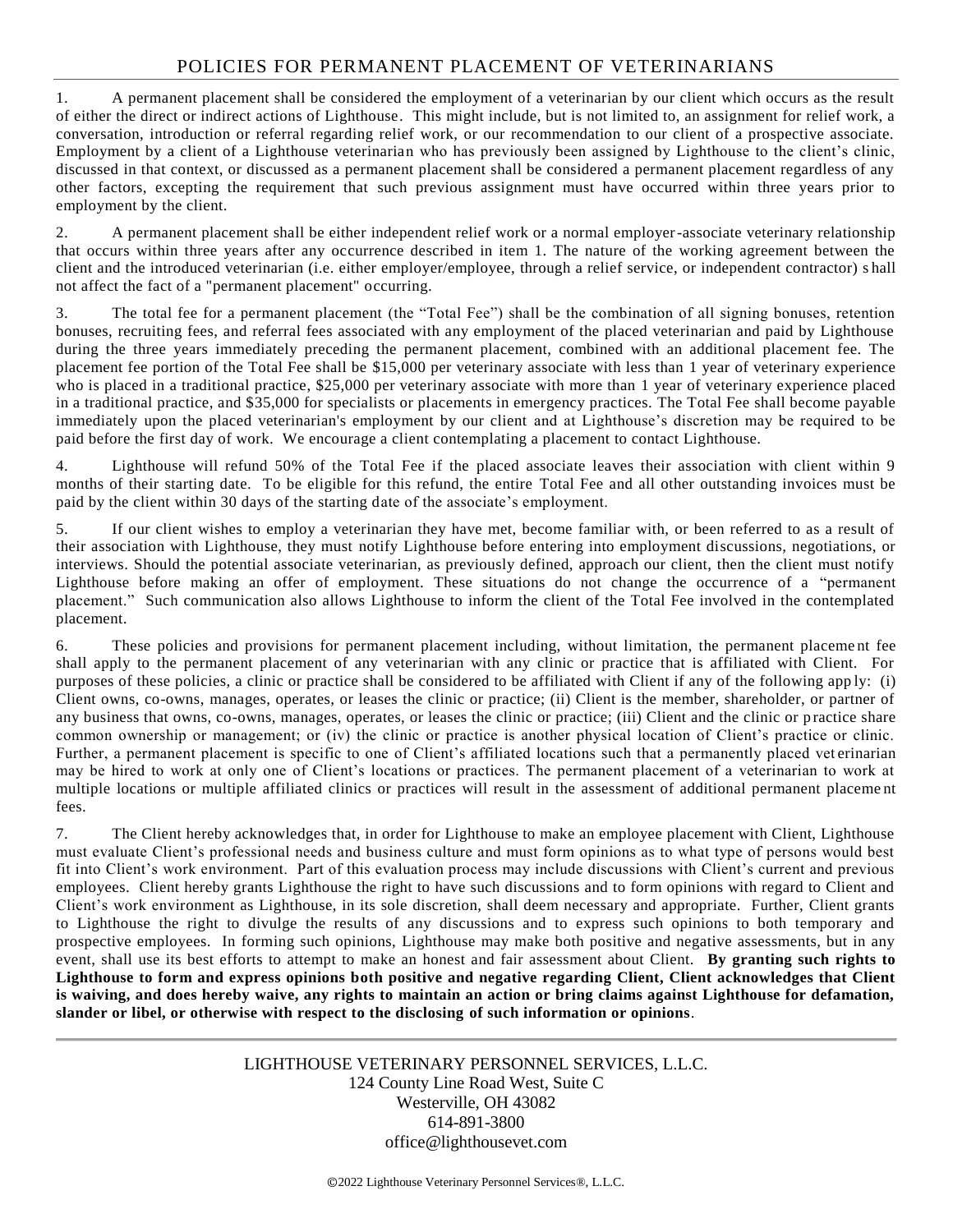# POLICIES FOR PERMANENT PLACEMENT OF VETERINARIANS

1. A permanent placement shall be considered the employment of a veterinarian by our client which occurs as the result of either the direct or indirect actions of Lighthouse. This might include, but is not limited to, an assignment for relief work, a conversation, introduction or referral regarding relief work, or our recommendation to our client of a prospective associate. Employment by a client of a Lighthouse veterinarian who has previously been assigned by Lighthouse to the client's clinic, discussed in that context, or discussed as a permanent placement shall be considered a permanent placement regardless of any other factors, excepting the requirement that such previous assignment must have occurred within three years prior to employment by the client.

2. A permanent placement shall be either independent relief work or a normal employer-associate veterinary relationship that occurs within three years after any occurrence described in item 1. The nature of the working agreement between the client and the introduced veterinarian (i.e. either employer/employee, through a relief service, or independent contractor) shall not affect the fact of a "permanent placement" occurring.

3. The total fee for a permanent placement (the "Total Fee") shall be the combination of all signing bonuses, retention bonuses, recruiting fees, and referral fees associated with any employment of the placed veterinarian and paid by Lighthouse during the three years immediately preceding the permanent placement, combined with an additional placement fee. The placement fee portion of the Total Fee shall be $15,000 per veterinary associate with less than 1 year of veterinary experience who is placed in a traditional practice, $25,000 per veterinary associate with more than 1 year of veterinary experience placed in a traditional practice, and $35,000 for specialists or placements in emergency practices. The Total Fee shall become payable immediately upon the placed veterinarian's employment by our client and at Lighthouse's discretion may be required to be paid before the first day of work. We encourage a client contemplating a placement to contact Lighthouse.

4. Lighthouse will refund 50% of the Total Fee if the placed associate leaves their association with client within 9 months of their starting date. To be eligible for this refund, the entire Total Fee and all other outstanding invoices must be paid by the client within 30 days of the starting date of the associate's employment.

5. If our client wishes to employ a veterinarian they have met, become familiar with, or been referred to as a result of their association with Lighthouse, they must notify Lighthouse before entering into employment discussions, negotiations, or interviews. Should the potential associate veterinarian, as previously defined, approach our client, then the client must notify Lighthouse before making an offer of employment. These situations do not change the occurrence of a "permanent placement." Such communication also allows Lighthouse to inform the client of the Total Fee involved in the contemplated placement.

6. These policies and provisions for permanent placement including, without limitation, the permanent placement fee shall apply to the permanent placement of any veterinarian with any clinic or practice that is affiliated with Client. For purposes of these policies, a clinic or practice shall be considered to be affiliated with Client if any of the following apply: (i) Client owns, co-owns, manages, operates, or leases the clinic or practice; (ii) Client is the member, shareholder, or partner of any business that owns, co-owns, manages, operates, or leases the clinic or practice; (iii) Client and the clinic or practice share common ownership or management; or (iv) the clinic or practice is another physical location of Client's practice or clinic. Further, a permanent placement is specific to one of Client's affiliated locations such that a permanently placed veterinarian may be hired to work at only one of Client's locations or practices. The permanent placement of a veterinarian to work at multiple locations or multiple affiliated clinics or practices will result in the assessment of additional permanent placement fees.

7. The Client hereby acknowledges that, in order for Lighthouse to make an employee placement with Client, Lighthouse must evaluate Client's professional needs and business culture and must form opinions as to what type of persons would best fit into Client's work environment. Part of this evaluation process may include discussions with Client's current and previous employees. Client hereby grants Lighthouse the right to have such discussions and to form opinions with regard to Client and Client's work environment as Lighthouse, in its sole discretion, shall deem necessary and appropriate. Further, Client grants to Lighthouse the right to divulge the results of any discussions and to express such opinions to both temporary and prospective employees. In forming such opinions, Lighthouse may make both positive and negative assessments, but in any event, shall use its best efforts to attempt to make an honest and fair assessment about Client. **By granting such rights to Lighthouse to form and express opinions both positive and negative regarding Client, Client acknowledges that Client is waiving, and does hereby waive, any rights to maintain an action or bring claims against Lighthouse for defamation, slander or libel, or otherwise with respect to the disclosing of such information or opinions**.

---

LIGHTHOUSE VETERINARY PERSONNEL SERVICES, L.L.C.
124 County Line Road West, Suite C
Westerville, OH 43082
614-891-3800
office@lighthousevet.com

©2022 Lighthouse Veterinary Personnel Services®, L.L.C.